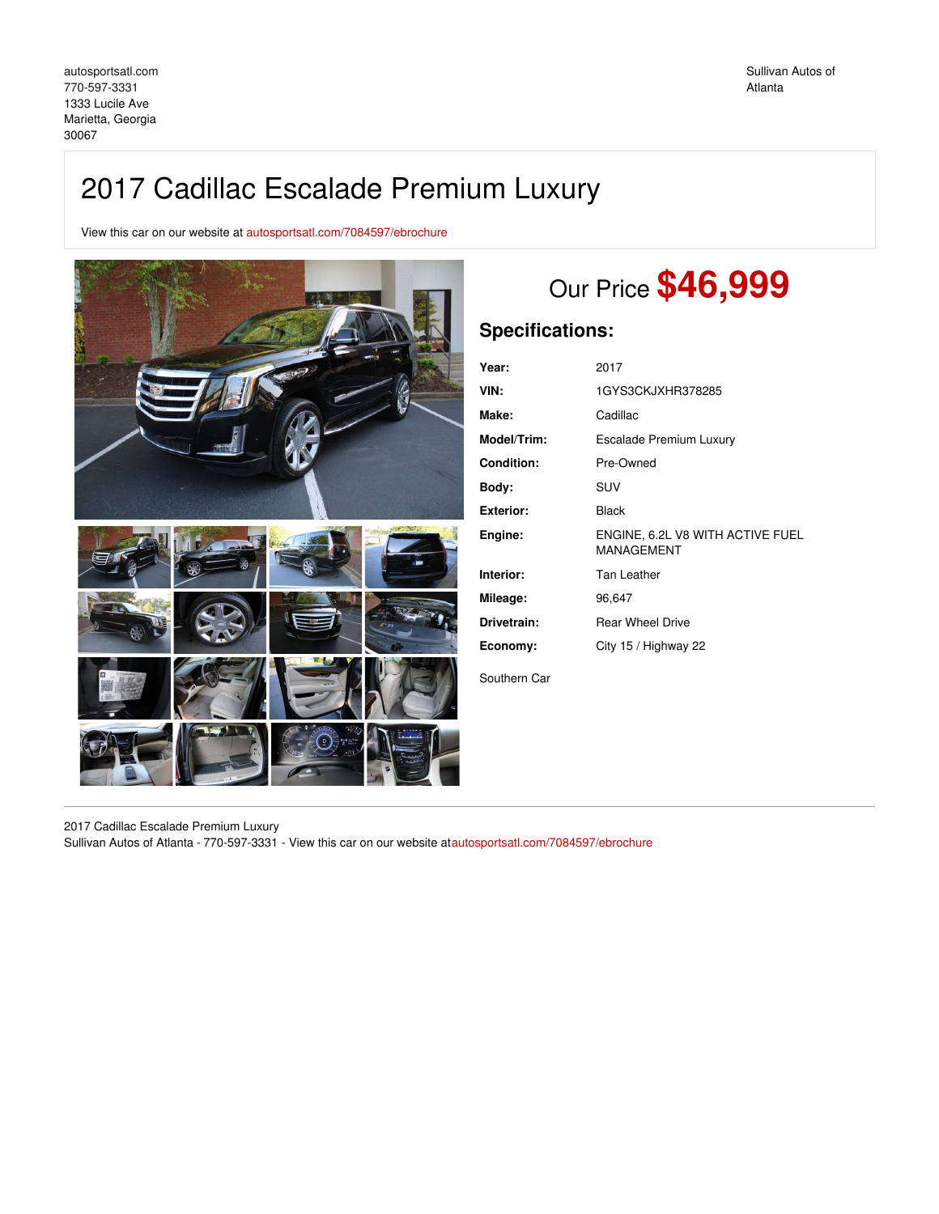autosportsatl.com
770-597-3331
1333 Lucile Ave
Marietta, Georgia
30067

Sullivan Autos of Atlanta

# 2017 Cadillac Escalade Premium Luxury

View this car on our website at autosportsatl.com/7084597/ebrochure

Our Price **$46,999**

## Specifications:

| | |
|---|---|
| **Year:** | 2017 |
| **VIN:** | 1GYS3CKJXHR378285 |
| **Make:** | Cadillac |
| **Model/Trim:** | Escalade Premium Luxury |
| **Condition:** | Pre-Owned |
| **Body:** | SUV |
| **Exterior:** | Black |
| **Engine:** | ENGINE, 6.2L V8 WITH ACTIVE FUEL MANAGEMENT |
| **Interior:** | Tan Leather |
| **Mileage:** | 96,647 |
| **Drivetrain:** | Rear Wheel Drive |
| **Economy:** | City 15 / Highway 22 |

Southern Car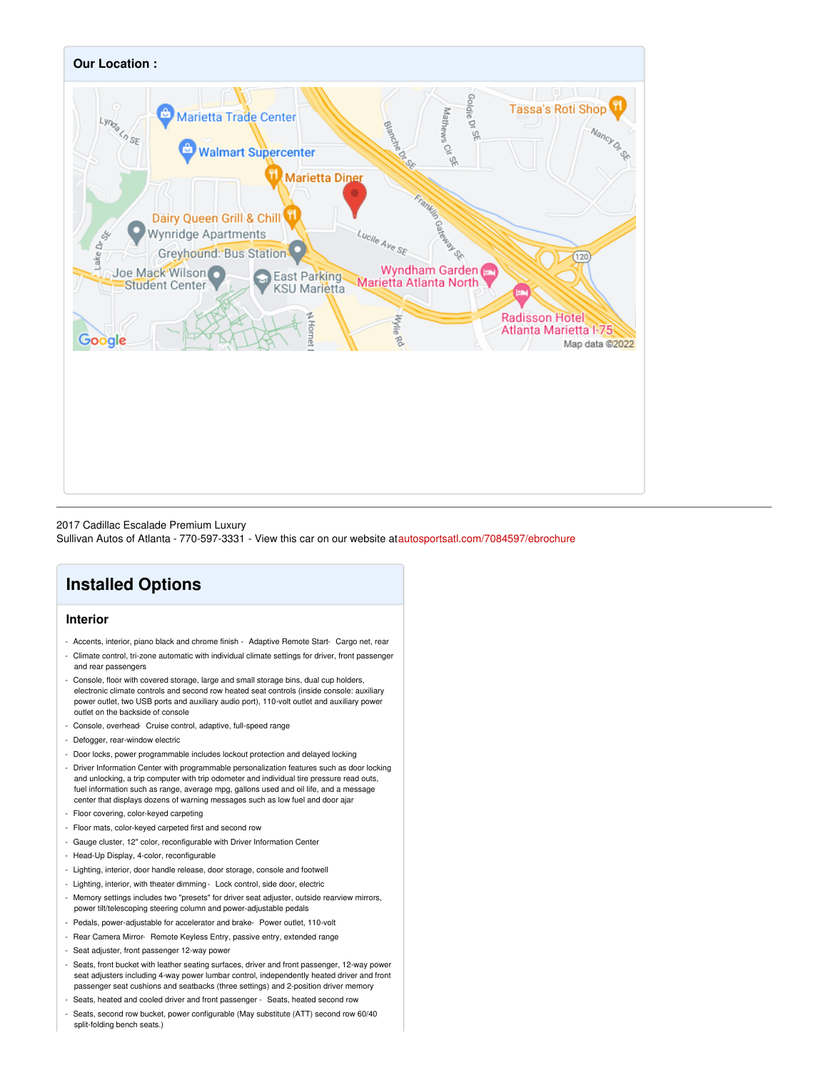## Our Location :

2017 Cadillac Escalade Premium Luxury
Sullivan Autos of Atlanta - 770-597-3331 - View this car on our website atautosportsatl.com/7084597/ebrochure

# Installed Options

## Interior

- Accents, interior, piano black and chrome finish
- Adaptive Remote Start
- Cargo net, rear
- Climate control, tri-zone automatic with individual climate settings for driver, front passenger and rear passengers
- Console, floor with covered storage, large and small storage bins, dual cup holders, electronic climate controls and second row heated seat controls (inside console: auxiliary power outlet, two USB ports and auxiliary audio port), 110-volt outlet and auxiliary power outlet on the backside of console
- Console, overhead
- Cruise control, adaptive, full-speed range
- Defogger, rear-window electric
- Door locks, power programmable includes lockout protection and delayed locking
- Driver Information Center with programmable personalization features such as door locking and unlocking, a trip computer with trip odometer and individual tire pressure read outs, fuel information such as range, average mpg, gallons used and oil life, and a message center that displays dozens of warning messages such as low fuel and door ajar
- Floor covering, color-keyed carpeting
- Floor mats, color-keyed carpeted first and second row
- Gauge cluster, 12" color, reconfigurable with Driver Information Center
- Head-Up Display, 4-color, reconfigurable
- Lighting, interior, door handle release, door storage, console and footwell
- Lighting, interior, with theater dimming
- Lock control, side door, electric
- Memory settings includes two "presets" for driver seat adjuster, outside rearview mirrors, power tilt/telescoping steering column and power-adjustable pedals
- Pedals, power-adjustable for accelerator and brake
- Power outlet, 110-volt
- Rear Camera Mirror
- Remote Keyless Entry, passive entry, extended range
- Seat adjuster, front passenger 12-way power
- Seats, front bucket with leather seating surfaces, driver and front passenger, 12-way power seat adjusters including 4-way power lumbar control, independently heated driver and front passenger seat cushions and seatbacks (three settings) and 2-position driver memory
- Seats, heated and cooled driver and front passenger
- Seats, heated second row
- Seats, second row bucket, power configurable (May substitute (ATT) second row 60/40 split-folding bench seats.)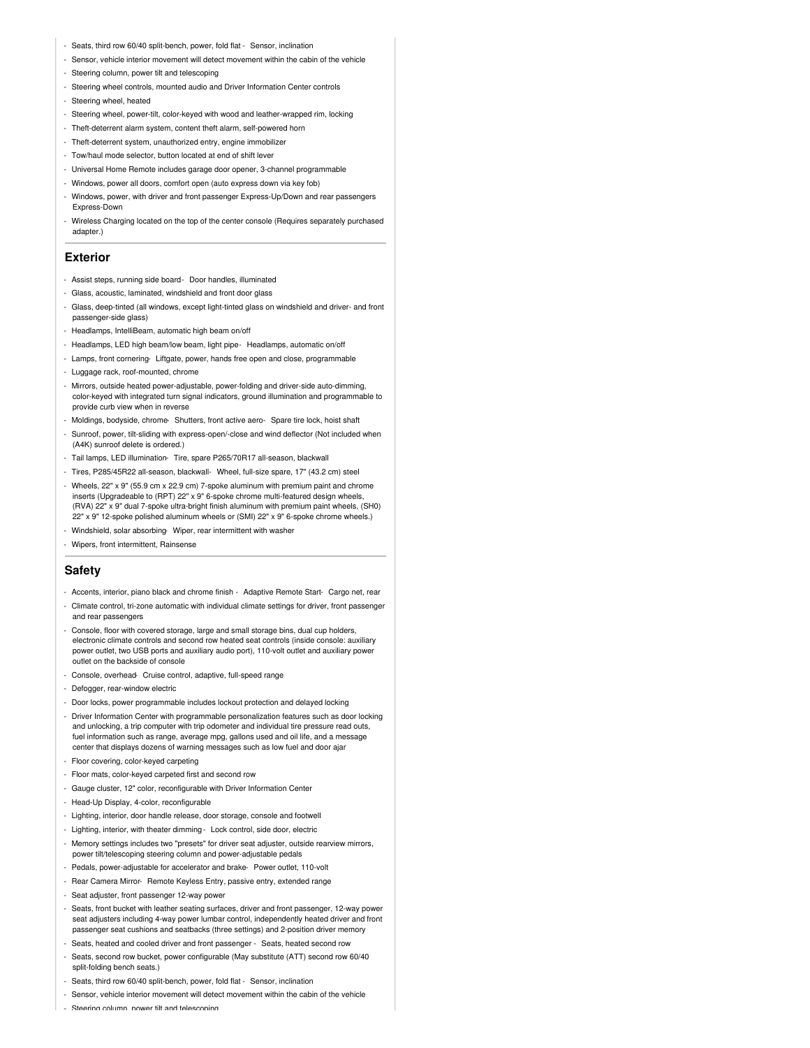- Seats, third row 60/40 split-bench, power, fold flat - Sensor, inclination
- Sensor, vehicle interior movement will detect movement within the cabin of the vehicle
- Steering column, power tilt and telescoping
- Steering wheel controls, mounted audio and Driver Information Center controls
- Steering wheel, heated
- Steering wheel, power-tilt, color-keyed with wood and leather-wrapped rim, locking
- Theft-deterrent alarm system, content theft alarm, self-powered horn
- Theft-deterrent system, unauthorized entry, engine immobilizer
- Tow/haul mode selector, button located at end of shift lever
- Universal Home Remote includes garage door opener, 3-channel programmable
- Windows, power all doors, comfort open (auto express down via key fob)
- Windows, power, with driver and front passenger Express-Up/Down and rear passengers Express-Down
- Wireless Charging located on the top of the center console (Requires separately purchased adapter.)

## Exterior

- Assist steps, running side board - Door handles, illuminated
- Glass, acoustic, laminated, windshield and front door glass
- Glass, deep-tinted (all windows, except light-tinted glass on windshield and driver- and front passenger-side glass)
- Headlamps, IntelliBeam, automatic high beam on/off
- Headlamps, LED high beam/low beam, light pipe - Headlamps, automatic on/off
- Lamps, front cornering - Liftgate, power, hands free open and close, programmable
- Luggage rack, roof-mounted, chrome
- Mirrors, outside heated power-adjustable, power-folding and driver-side auto-dimming, color-keyed with integrated turn signal indicators, ground illumination and programmable to provide curb view when in reverse
- Moldings, bodyside, chrome - Shutters, front active aero - Spare tire lock, hoist shaft
- Sunroof, power, tilt-sliding with express-open/-close and wind deflector (Not included when (A4K) sunroof delete is ordered.)
- Tail lamps, LED illumination - Tire, spare P265/70R17 all-season, blackwall
- Tires, P285/45R22 all-season, blackwall - Wheel, full-size spare, 17" (43.2 cm) steel
- Wheels, 22" x 9" (55.9 cm x 22.9 cm) 7-spoke aluminum with premium paint and chrome inserts (Upgradeable to (RPT) 22" x 9" 6-spoke chrome multi-featured design wheels, (RVA) 22" x 9" dual 7-spoke ultra-bright finish aluminum with premium paint wheels, (SH0) 22" x 9" 12-spoke polished aluminum wheels or (SMI) 22" x 9" 6-spoke chrome wheels.)
- Windshield, solar absorbing - Wiper, rear intermittent with washer
- Wipers, front intermittent, Rainsense

## Safety

- Accents, interior, piano black and chrome finish - Adaptive Remote Start - Cargo net, rear
- Climate control, tri-zone automatic with individual climate settings for driver, front passenger and rear passengers
- Console, floor with covered storage, large and small storage bins, dual cup holders, electronic climate controls and second row heated seat controls (inside console: auxiliary power outlet, two USB ports and auxiliary audio port), 110-volt outlet and auxiliary power outlet on the backside of console
- Console, overhead - Cruise control, adaptive, full-speed range
- Defogger, rear-window electric
- Door locks, power programmable includes lockout protection and delayed locking
- Driver Information Center with programmable personalization features such as door locking and unlocking, a trip computer with trip odometer and individual tire pressure read outs, fuel information such as range, average mpg, gallons used and oil life, and a message center that displays dozens of warning messages such as low fuel and door ajar
- Floor covering, color-keyed carpeting
- Floor mats, color-keyed carpeted first and second row
- Gauge cluster, 12" color, reconfigurable with Driver Information Center
- Head-Up Display, 4-color, reconfigurable
- Lighting, interior, door handle release, door storage, console and footwell
- Lighting, interior, with theater dimming - Lock control, side door, electric
- Memory settings includes two "presets" for driver seat adjuster, outside rearview mirrors, power tilt/telescoping steering column and power-adjustable pedals
- Pedals, power-adjustable for accelerator and brake - Power outlet, 110-volt
- Rear Camera Mirror - Remote Keyless Entry, passive entry, extended range
- Seat adjuster, front passenger 12-way power
- Seats, front bucket with leather seating surfaces, driver and front passenger, 12-way power seat adjusters including 4-way power lumbar control, independently heated driver and front passenger seat cushions and seatbacks (three settings) and 2-position driver memory
- Seats, heated and cooled driver and front passenger - Seats, heated second row
- Seats, second row bucket, power configurable (May substitute (ATT) second row 60/40 split-folding bench seats.)
- Seats, third row 60/40 split-bench, power, fold flat - Sensor, inclination
- Sensor, vehicle interior movement will detect movement within the cabin of the vehicle
- Steering column, power tilt and telescoping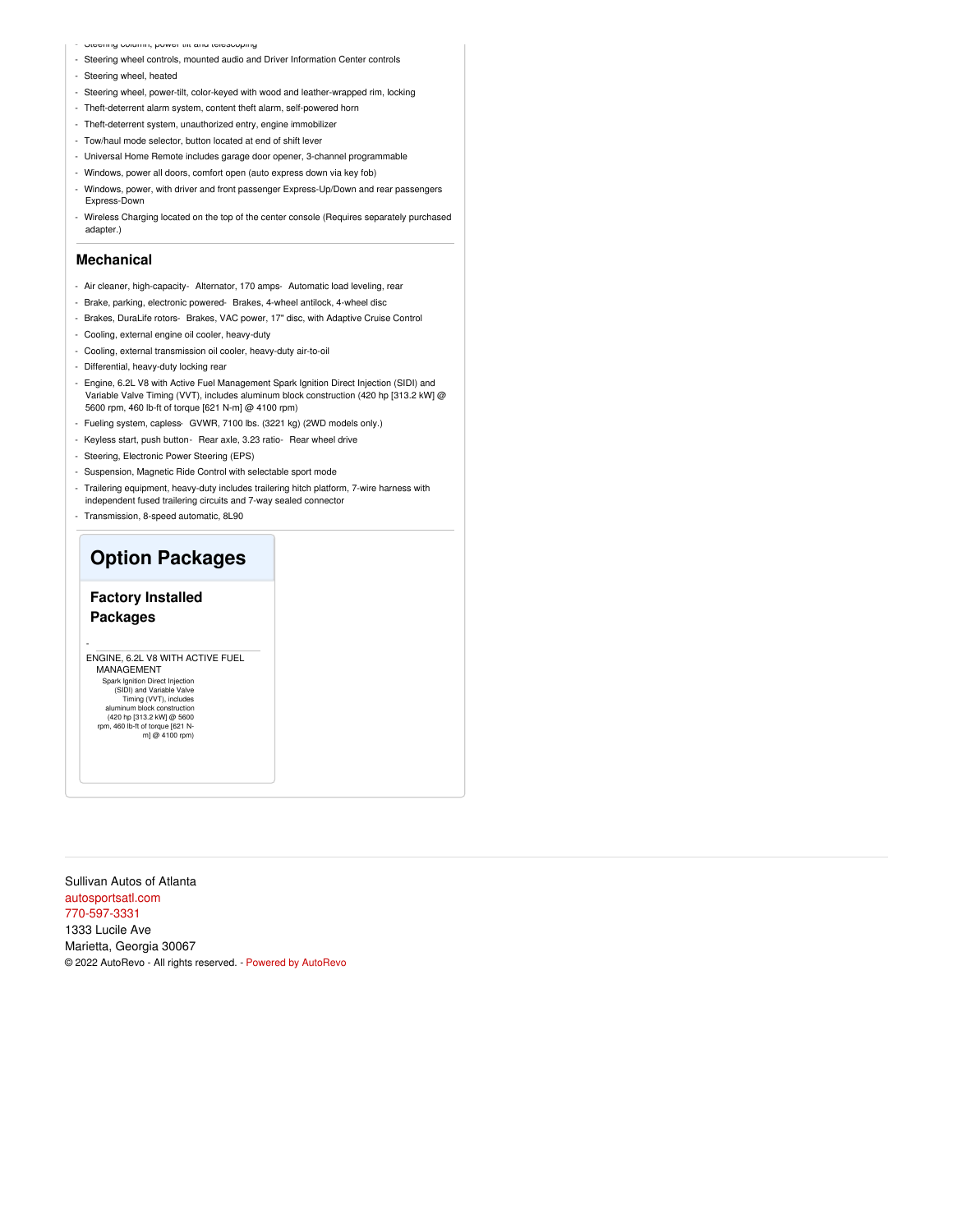- Steering column, power tilt and telescoping
- Steering wheel controls, mounted audio and Driver Information Center controls
- Steering wheel, heated
- Steering wheel, power-tilt, color-keyed with wood and leather-wrapped rim, locking
- Theft-deterrent alarm system, content theft alarm, self-powered horn
- Theft-deterrent system, unauthorized entry, engine immobilizer
- Tow/haul mode selector, button located at end of shift lever
- Universal Home Remote includes garage door opener, 3-channel programmable
- Windows, power all doors, comfort open (auto express down via key fob)
- Windows, power, with driver and front passenger Express-Up/Down and rear passengers Express-Down
- Wireless Charging located on the top of the center console (Requires separately purchased adapter.)

## Mechanical

- Air cleaner, high-capacity
- Alternator, 170 amps
- Automatic load leveling, rear
- Brake, parking, electronic powered
- Brakes, 4-wheel antilock, 4-wheel disc
- Brakes, DuraLife rotors
- Brakes, VAC power, 17" disc, with Adaptive Cruise Control
- Cooling, external engine oil cooler, heavy-duty
- Cooling, external transmission oil cooler, heavy-duty air-to-oil
- Differential, heavy-duty locking rear
- Engine, 6.2L V8 with Active Fuel Management Spark Ignition Direct Injection (SIDI) and Variable Valve Timing (VVT), includes aluminum block construction (420 hp [313.2 kW] @ 5600 rpm, 460 lb-ft of torque [621 N-m] @ 4100 rpm)
- Fueling system, capless
- GVWR, 7100 lbs. (3221 kg) (2WD models only.)
- Keyless start, push button
- Rear axle, 3.23 ratio
- Rear wheel drive
- Steering, Electronic Power Steering (EPS)
- Suspension, Magnetic Ride Control with selectable sport mode
- Trailering equipment, heavy-duty includes trailering hitch platform, 7-wire harness with independent fused trailering circuits and 7-way sealed connector
- Transmission, 8-speed automatic, 8L90

# Option Packages

## Factory Installed Packages

- ENGINE, 6.2L V8 WITH ACTIVE FUEL MANAGEMENT
  Spark Ignition Direct Injection (SIDI) and Variable Valve Timing (VVT), includes aluminum block construction (420 hp [313.2 kW] @ 5600 rpm, 460 lb-ft of torque [621 N-m] @ 4100 rpm)

Sullivan Autos of Atlanta
autosportsatl.com
770-597-3331
1333 Lucile Ave
Marietta, Georgia 30067
© 2022 AutoRevo - All rights reserved. - Powered by AutoRevo